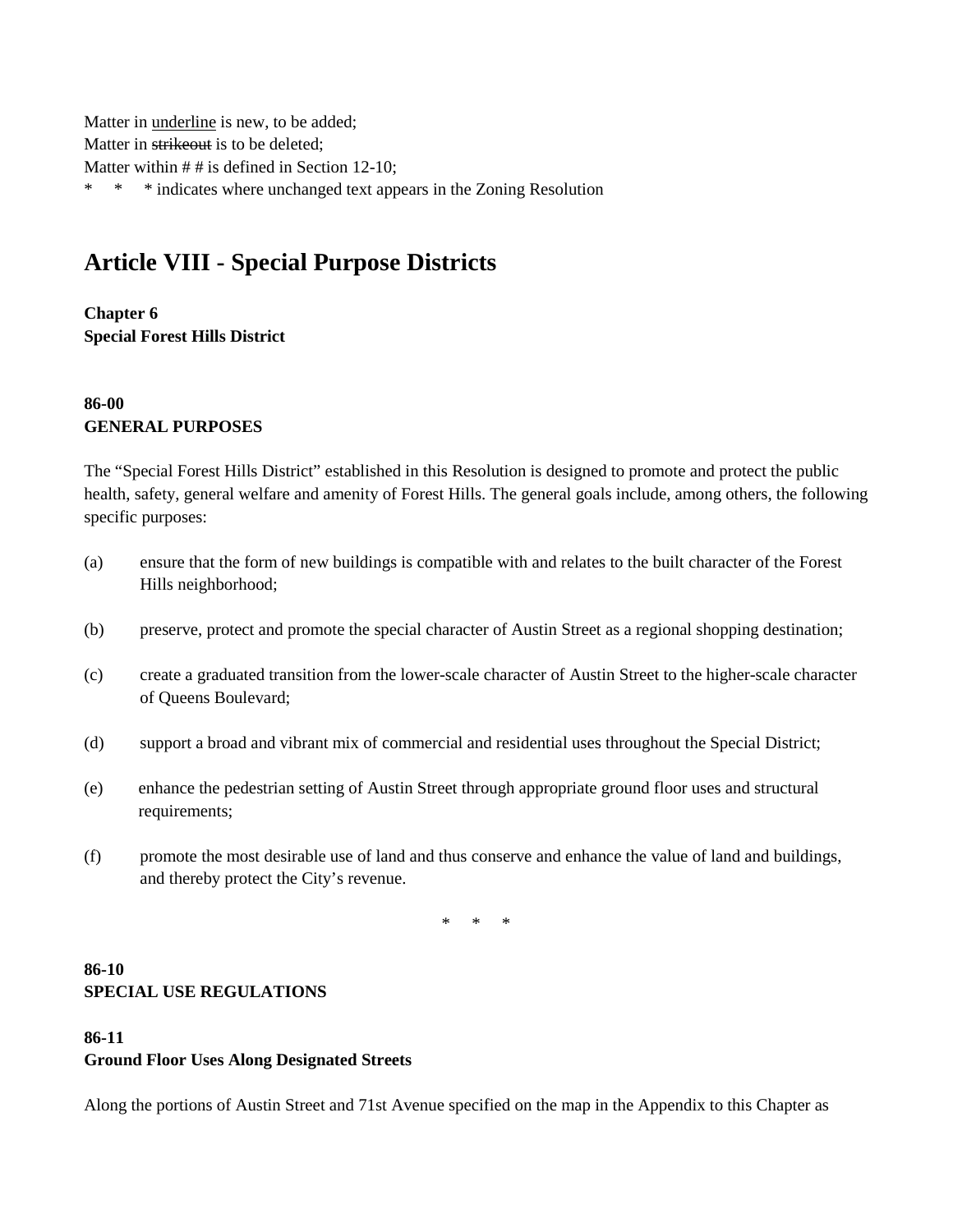Matter in <u>underline</u> is new, to be added;
Matter in ~~strikeout~~ is to be deleted;
Matter within # # is defined in Section 12-10;
* * * indicates where unchanged text appears in the Zoning Resolution

# Article VIII - Special Purpose Districts

**Chapter 6**
**Special Forest Hills District**

**86-00**
**GENERAL PURPOSES**

The "Special Forest Hills District" established in this Resolution is designed to promote and protect the public health, safety, general welfare and amenity of Forest Hills. The general goals include, among others, the following specific purposes:

(a) ensure that the form of new buildings is compatible with and relates to the built character of the Forest Hills neighborhood;

(b) preserve, protect and promote the special character of Austin Street as a regional shopping destination;

(c) create a graduated transition from the lower-scale character of Austin Street to the higher-scale character of Queens Boulevard;

(d) support a broad and vibrant mix of commercial and residential uses throughout the Special District;

(e) enhance the pedestrian setting of Austin Street through appropriate ground floor uses and structural requirements;

(f) promote the most desirable use of land and thus conserve and enhance the value of land and buildings, and thereby protect the City's revenue.

\* \* \*

**86-10**
**SPECIAL USE REGULATIONS**

**86-11**
**Ground Floor Uses Along Designated Streets**

Along the portions of Austin Street and 71st Avenue specified on the map in the Appendix to this Chapter as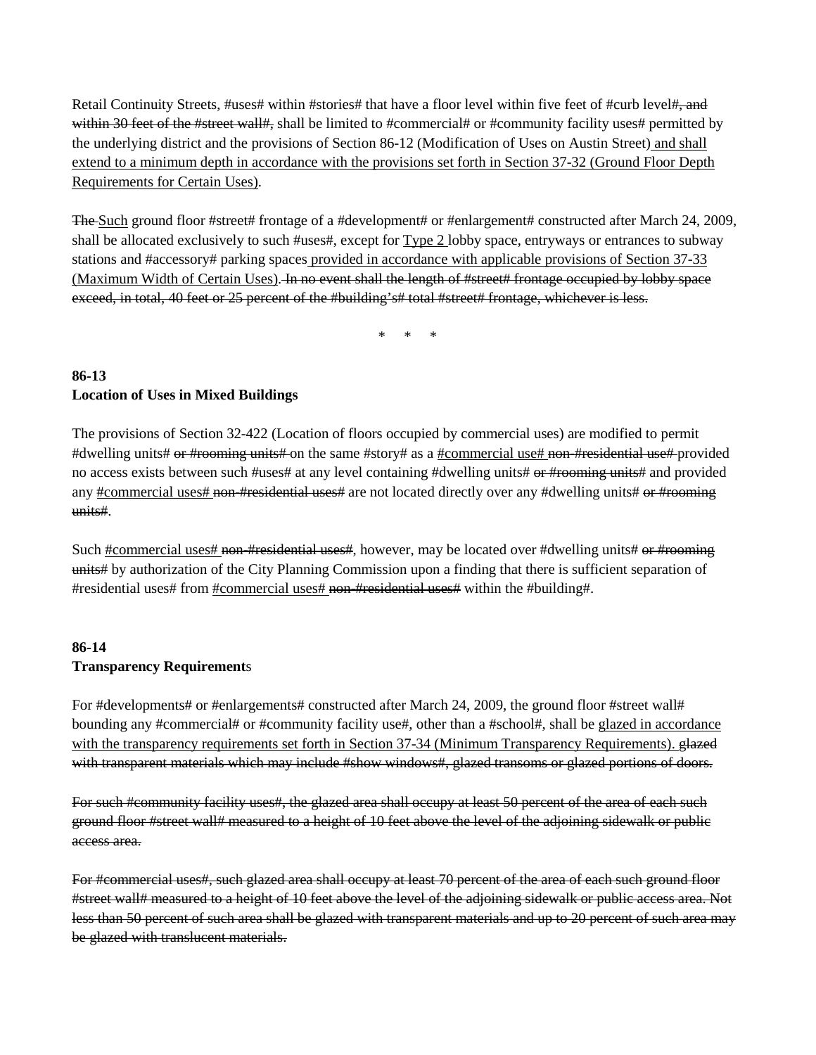Retail Continuity Streets, #uses# within #stories# that have a floor level within five feet of #curb level#~~, and within 30 feet of the #street wall#,~~ shall be limited to #commercial# or #community facility uses# permitted by the underlying district and the provisions of Section 86-12 (Modification of Uses on Austin Street)<u> and shall extend to a minimum depth in accordance with the provisions set forth in Section 37-32 (Ground Floor Depth Requirements for Certain Uses)</u>.

~~The~~ <u>Such</u> ground floor #street# frontage of a #development# or #enlargement# constructed after March 24, 2009, shall be allocated exclusively to such #uses#, except for <u>Type 2</u> lobby space, entryways or entrances to subway stations and #accessory# parking spaces<u> provided in accordance with applicable provisions of Section 37-33 (Maximum Width of Certain Uses)</u>. ~~In no event shall the length of #street# frontage occupied by lobby space exceed, in total, 40 feet or 25 percent of the #building's# total #street# frontage, whichever is less.~~

\* \* \*

**86-13**
**Location of Uses in Mixed Buildings**

The provisions of Section 32-422 (Location of floors occupied by commercial uses) are modified to permit #dwelling units# ~~or #rooming units#~~ on the same #story# as a <u>#commercial use#</u> ~~non-#residential use#~~ provided no access exists between such #uses# at any level containing #dwelling units# ~~or #rooming units#~~ and provided any <u>#commercial uses#</u> ~~non-#residential uses#~~ are not located directly over any #dwelling units# ~~or #rooming units#~~.

Such <u>#commercial uses#</u> ~~non-#residential uses#~~, however, may be located over #dwelling units# ~~or #rooming units#~~ by authorization of the City Planning Commission upon a finding that there is sufficient separation of #residential uses# from <u>#commercial uses#</u> ~~non-#residential uses#~~ within the #building#.

**86-14**
**Transparency Requirements**

For #developments# or #enlargements# constructed after March 24, 2009, the ground floor #street wall# bounding any #commercial# or #community facility use#, other than a #school#, shall be <u>glazed in accordance with the transparency requirements set forth in Section 37-34 (Minimum Transparency Requirements).</u> ~~glazed with transparent materials which may include #show windows#, glazed transoms or glazed portions of doors.~~

~~For such #community facility uses#, the glazed area shall occupy at least 50 percent of the area of each such ground floor #street wall# measured to a height of 10 feet above the level of the adjoining sidewalk or public access area.~~

~~For #commercial uses#, such glazed area shall occupy at least 70 percent of the area of each such ground floor #street wall# measured to a height of 10 feet above the level of the adjoining sidewalk or public access area. Not less than 50 percent of such area shall be glazed with transparent materials and up to 20 percent of such area may be glazed with translucent materials.~~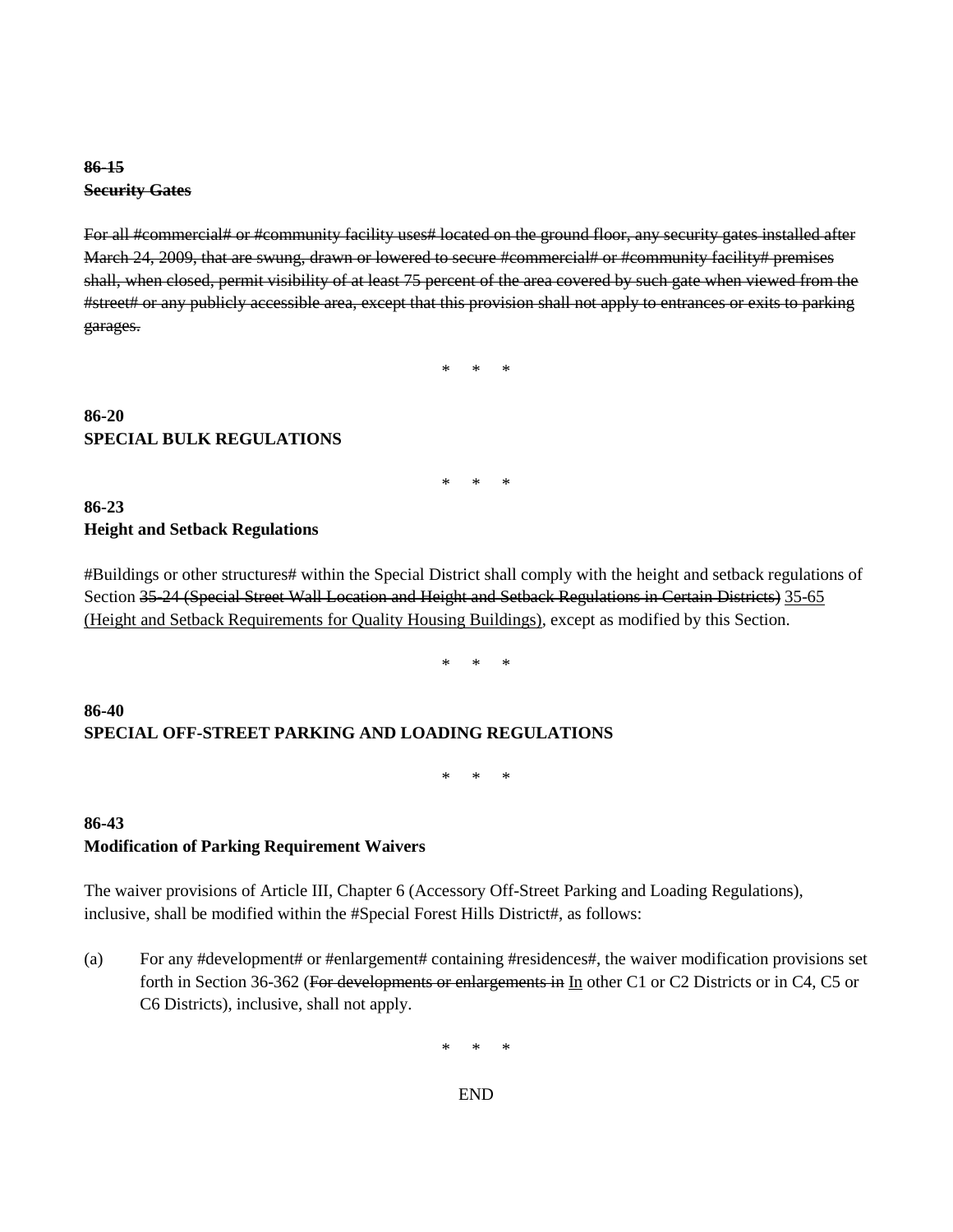~~**86-15**~~
~~**Security Gates**~~

~~For all #commercial# or #community facility uses# located on the ground floor, any security gates installed after March 24, 2009, that are swung, drawn or lowered to secure #commercial# or #community facility# premises shall, when closed, permit visibility of at least 75 percent of the area covered by such gate when viewed from the #street# or any publicly accessible area, except that this provision shall not apply to entrances or exits to parking garages.~~

\* \* \*

**86-20**
**SPECIAL BULK REGULATIONS**

\* \* \*

**86-23**
**Height and Setback Regulations**

#Buildings or other structures# within the Special District shall comply with the height and setback regulations of Section ~~35-24 (Special Street Wall Location and Height and Setback Regulations in Certain Districts)~~ <u>35-65 (Height and Setback Requirements for Quality Housing Buildings)</u>, except as modified by this Section.

\* \* \*

**86-40**
**SPECIAL OFF-STREET PARKING AND LOADING REGULATIONS**

\* \* \*

**86-43**
**Modification of Parking Requirement Waivers**

The waiver provisions of Article III, Chapter 6 (Accessory Off-Street Parking and Loading Regulations), inclusive, shall be modified within the #Special Forest Hills District#, as follows:

(a) For any #development# or #enlargement# containing #residences#, the waiver modification provisions set forth in Section 36-362 (~~For developments or enlargements in~~ <u>In</u> other C1 or C2 Districts or in C4, C5 or C6 Districts), inclusive, shall not apply.

\* \* \*

END